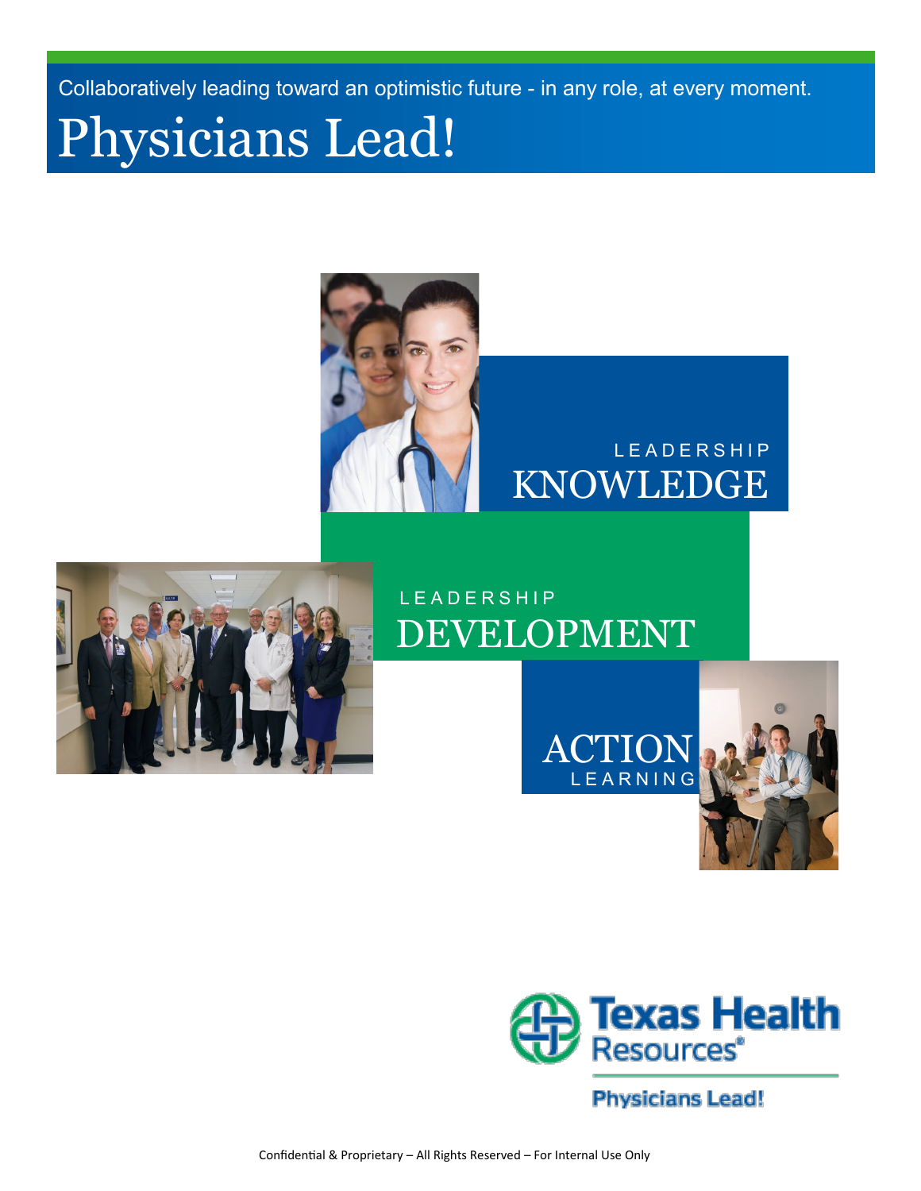Collaboratively leading toward an optimistic future - in any role, at every moment.

# Physicians Lead!

LEADERSHIP
KNOWLEDGE

LEADERSHIP
DEVELOPMENT

ACTION
LEARNING

Texas Health Resources®

Physicians Lead!

Confidential & Proprietary – All Rights Reserved – For Internal Use Only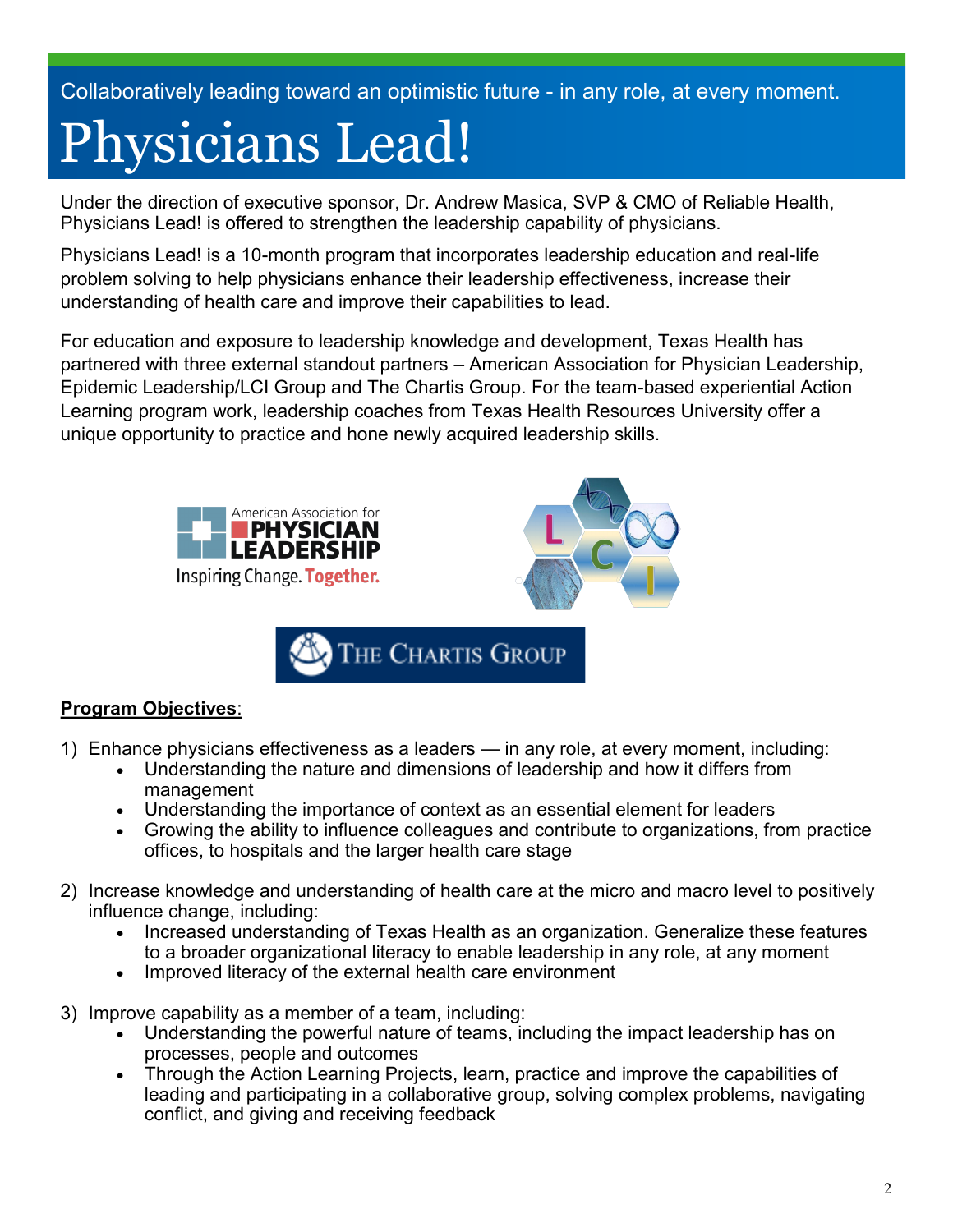Collaboratively leading toward an optimistic future - in any role, at every moment.

# Physicians Lead!

Under the direction of executive sponsor, Dr. Andrew Masica, SVP & CMO of Reliable Health, Physicians Lead! is offered to strengthen the leadership capability of physicians.

Physicians Lead! is a 10-month program that incorporates leadership education and real-life problem solving to help physicians enhance their leadership effectiveness, increase their understanding of health care and improve their capabilities to lead.

For education and exposure to leadership knowledge and development, Texas Health has partnered with three external standout partners – American Association for Physician Leadership, Epidemic Leadership/LCI Group and The Chartis Group. For the team-based experiential Action Learning program work, leadership coaches from Texas Health Resources University offer a unique opportunity to practice and hone newly acquired leadership skills.

American Association for PHYSICIAN LEADERSHIP Inspiring Change. Together.

LCI

THE CHARTIS GROUP

**Program Objectives**:

1) Enhance physicians effectiveness as a leaders — in any role, at every moment, including:
    - Understanding the nature and dimensions of leadership and how it differs from management
    - Understanding the importance of context as an essential element for leaders
    - Growing the ability to influence colleagues and contribute to organizations, from practice offices, to hospitals and the larger health care stage

2) Increase knowledge and understanding of health care at the micro and macro level to positively influence change, including:
    - Increased understanding of Texas Health as an organization. Generalize these features to a broader organizational literacy to enable leadership in any role, at any moment
    - Improved literacy of the external health care environment

3) Improve capability as a member of a team, including:
    - Understanding the powerful nature of teams, including the impact leadership has on processes, people and outcomes
    - Through the Action Learning Projects, learn, practice and improve the capabilities of leading and participating in a collaborative group, solving complex problems, navigating conflict, and giving and receiving feedback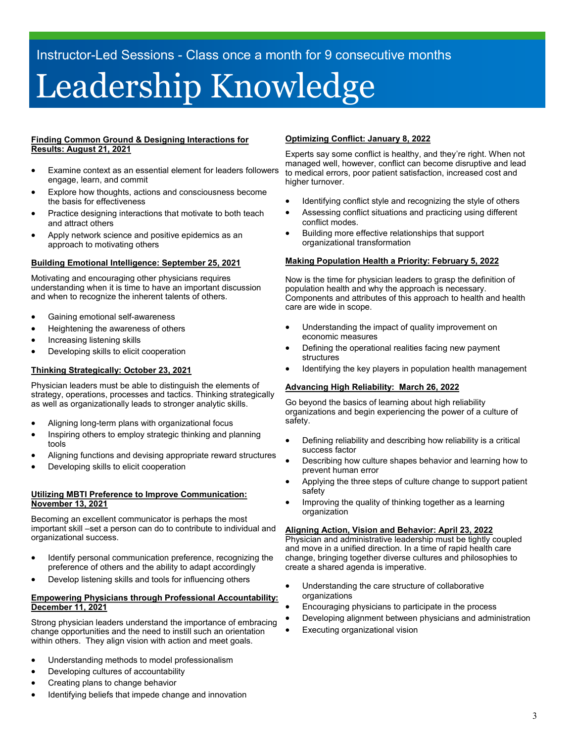Instructor-Led Sessions - Class once a month for 9 consecutive months

# Leadership Knowledge

### Finding Common Ground & Designing Interactions for Results: August 21, 2021

- Examine context as an essential element for leaders followers engage, learn, and commit
- Explore how thoughts, actions and consciousness become the basis for effectiveness
- Practice designing interactions that motivate to both teach and attract others
- Apply network science and positive epidemics as an approach to motivating others

### Building Emotional Intelligence: September 25, 2021

Motivating and encouraging other physicians requires understanding when it is time to have an important discussion and when to recognize the inherent talents of others.

- Gaining emotional self-awareness
- Heightening the awareness of others
- Increasing listening skills
- Developing skills to elicit cooperation

### Thinking Strategically: October 23, 2021

Physician leaders must be able to distinguish the elements of strategy, operations, processes and tactics. Thinking strategically as well as organizationally leads to stronger analytic skills.

- Aligning long-term plans with organizational focus
- Inspiring others to employ strategic thinking and planning tools
- Aligning functions and devising appropriate reward structures
- Developing skills to elicit cooperation

### Utilizing MBTI Preference to Improve Communication: November 13, 2021

Becoming an excellent communicator is perhaps the most important skill –set a person can do to contribute to individual and organizational success.

- Identify personal communication preference, recognizing the preference of others and the ability to adapt accordingly
- Develop listening skills and tools for influencing others

### Empowering Physicians through Professional Accountability: December 11, 2021

Strong physician leaders understand the importance of embracing change opportunities and the need to instill such an orientation within others. They align vision with action and meet goals.

- Understanding methods to model professionalism
- Developing cultures of accountability
- Creating plans to change behavior
- Identifying beliefs that impede change and innovation

### Optimizing Conflict: January 8, 2022

Experts say some conflict is healthy, and they're right. When not managed well, however, conflict can become disruptive and lead to medical errors, poor patient satisfaction, increased cost and higher turnover.

- Identifying conflict style and recognizing the style of others
- Assessing conflict situations and practicing using different conflict modes.
- Building more effective relationships that support organizational transformation

### Making Population Health a Priority: February 5, 2022

Now is the time for physician leaders to grasp the definition of population health and why the approach is necessary. Components and attributes of this approach to health and health care are wide in scope.

- Understanding the impact of quality improvement on economic measures
- Defining the operational realities facing new payment structures
- Identifying the key players in population health management

### Advancing High Reliability: March 26, 2022

Go beyond the basics of learning about high reliability organizations and begin experiencing the power of a culture of safety.

- Defining reliability and describing how reliability is a critical success factor
- Describing how culture shapes behavior and learning how to prevent human error
- Applying the three steps of culture change to support patient safety
- Improving the quality of thinking together as a learning organization

### Aligning Action, Vision and Behavior: April 23, 2022

Physician and administrative leadership must be tightly coupled and move in a unified direction. In a time of rapid health care change, bringing together diverse cultures and philosophies to create a shared agenda is imperative.

- Understanding the care structure of collaborative organizations
- Encouraging physicians to participate in the process
- Developing alignment between physicians and administration
- Executing organizational vision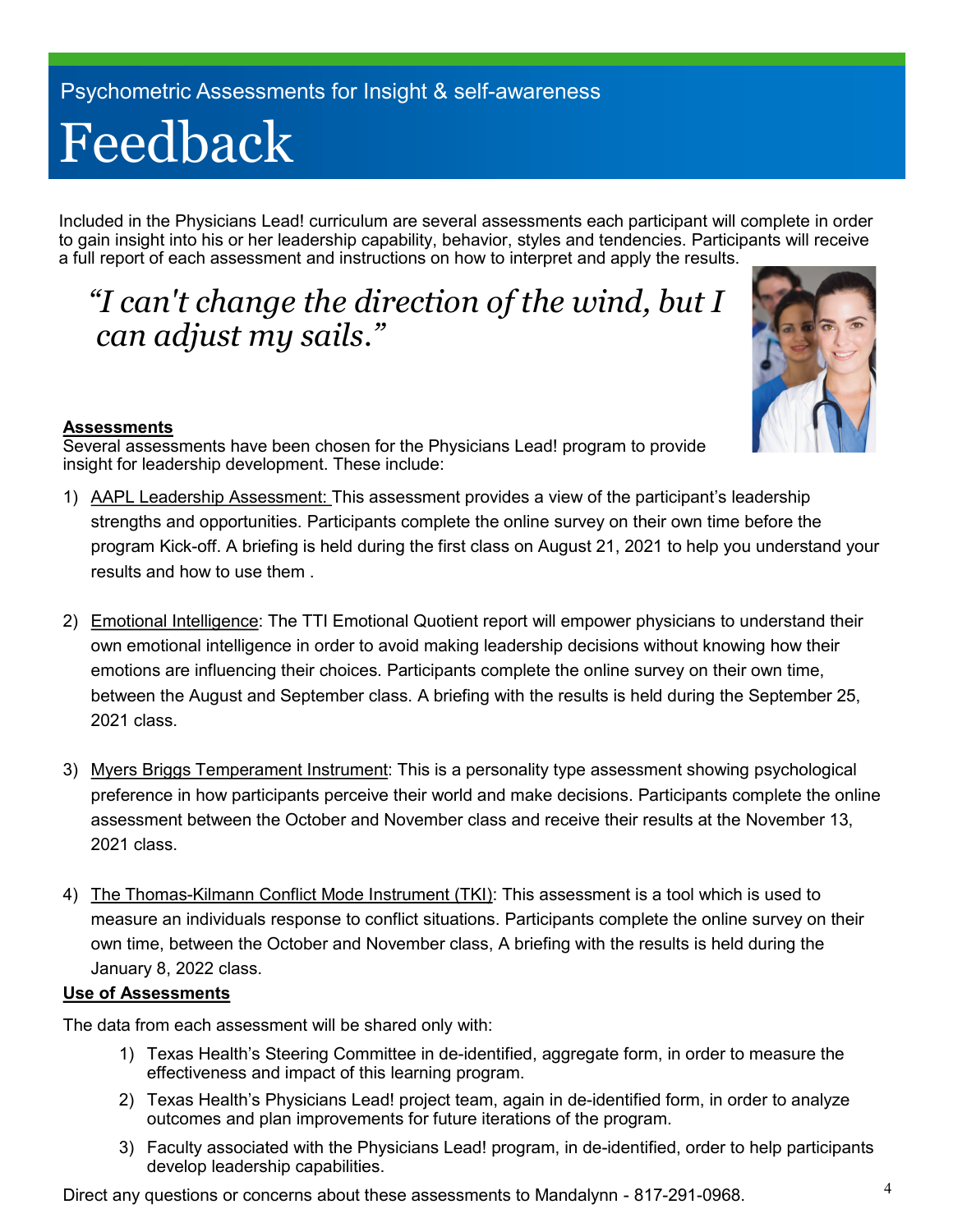Psychometric Assessments for Insight & self-awareness

# Feedback

Included in the Physicians Lead! curriculum are several assessments each participant will complete in order to gain insight into his or her leadership capability, behavior, styles and tendencies. Participants will receive a full report of each assessment and instructions on how to interpret and apply the results.

*"I can't change the direction of the wind, but I can adjust my sails."*

**Assessments**

Several assessments have been chosen for the Physicians Lead! program to provide insight for leadership development. These include:

1) AAPL Leadership Assessment: This assessment provides a view of the participant's leadership strengths and opportunities. Participants complete the online survey on their own time before the program Kick-off. A briefing is held during the first class on August 21, 2021 to help you understand your results and how to use them .

2) Emotional Intelligence: The TTI Emotional Quotient report will empower physicians to understand their own emotional intelligence in order to avoid making leadership decisions without knowing how their emotions are influencing their choices. Participants complete the online survey on their own time, between the August and September class. A briefing with the results is held during the September 25, 2021 class.

3) Myers Briggs Temperament Instrument: This is a personality type assessment showing psychological preference in how participants perceive their world and make decisions. Participants complete the online assessment between the October and November class and receive their results at the November 13, 2021 class.

4) The Thomas-Kilmann Conflict Mode Instrument (TKI): This assessment is a tool which is used to measure an individuals response to conflict situations. Participants complete the online survey on their own time, between the October and November class, A briefing with the results is held during the January 8, 2022 class.

**Use of Assessments**

The data from each assessment will be shared only with:

1) Texas Health's Steering Committee in de-identified, aggregate form, in order to measure the effectiveness and impact of this learning program.
2) Texas Health's Physicians Lead! project team, again in de-identified form, in order to analyze outcomes and plan improvements for future iterations of the program.
3) Faculty associated with the Physicians Lead! program, in de-identified, order to help participants develop leadership capabilities.

Direct any questions or concerns about these assessments to Mandalynn - 817-291-0968.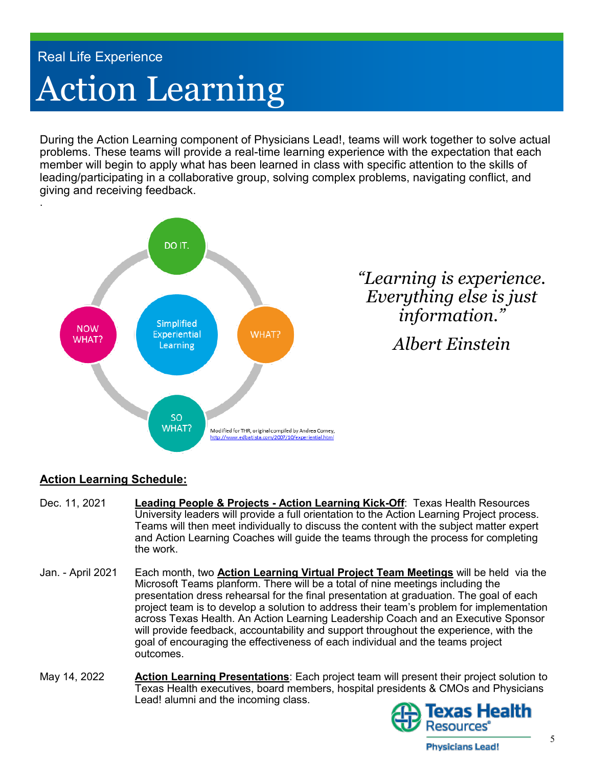Real Life Experience

# Action Learning

During the Action Learning component of Physicians Lead!, teams will work together to solve actual problems. These teams will provide a real-time learning experience with the expectation that each member will begin to apply what has been learned in class with specific attention to the skills of leading/participating in a collaborative group, solving complex problems, navigating conflict, and giving and receiving feedback.

DO IT.

WHAT?

SO WHAT?

NOW WHAT?

Simplified Experiential Learning

Modified for THR, original compiled by Andrea Corney, http://www.edbatista.com/2007/10/experiential.html

*"Learning is experience. Everything else is just information."*

*Albert Einstein*

## Action Learning Schedule:

Dec. 11, 2021 — **Leading People & Projects - Action Learning Kick-Off**: Texas Health Resources University leaders will provide a full orientation to the Action Learning Project process. Teams will then meet individually to discuss the content with the subject matter expert and Action Learning Coaches will guide the teams through the process for completing the work.

Jan. - April 2021 — Each month, two **Action Learning Virtual Project Team Meetings** will be held via the Microsoft Teams planform. There will be a total of nine meetings including the presentation dress rehearsal for the final presentation at graduation. The goal of each project team is to develop a solution to address their team's problem for implementation across Texas Health. An Action Learning Leadership Coach and an Executive Sponsor will provide feedback, accountability and support throughout the experience, with the goal of encouraging the effectiveness of each individual and the teams project outcomes.

May 14, 2022 — **Action Learning Presentations**: Each project team will present their project solution to Texas Health executives, board members, hospital presidents & CMOs and Physicians Lead! alumni and the incoming class.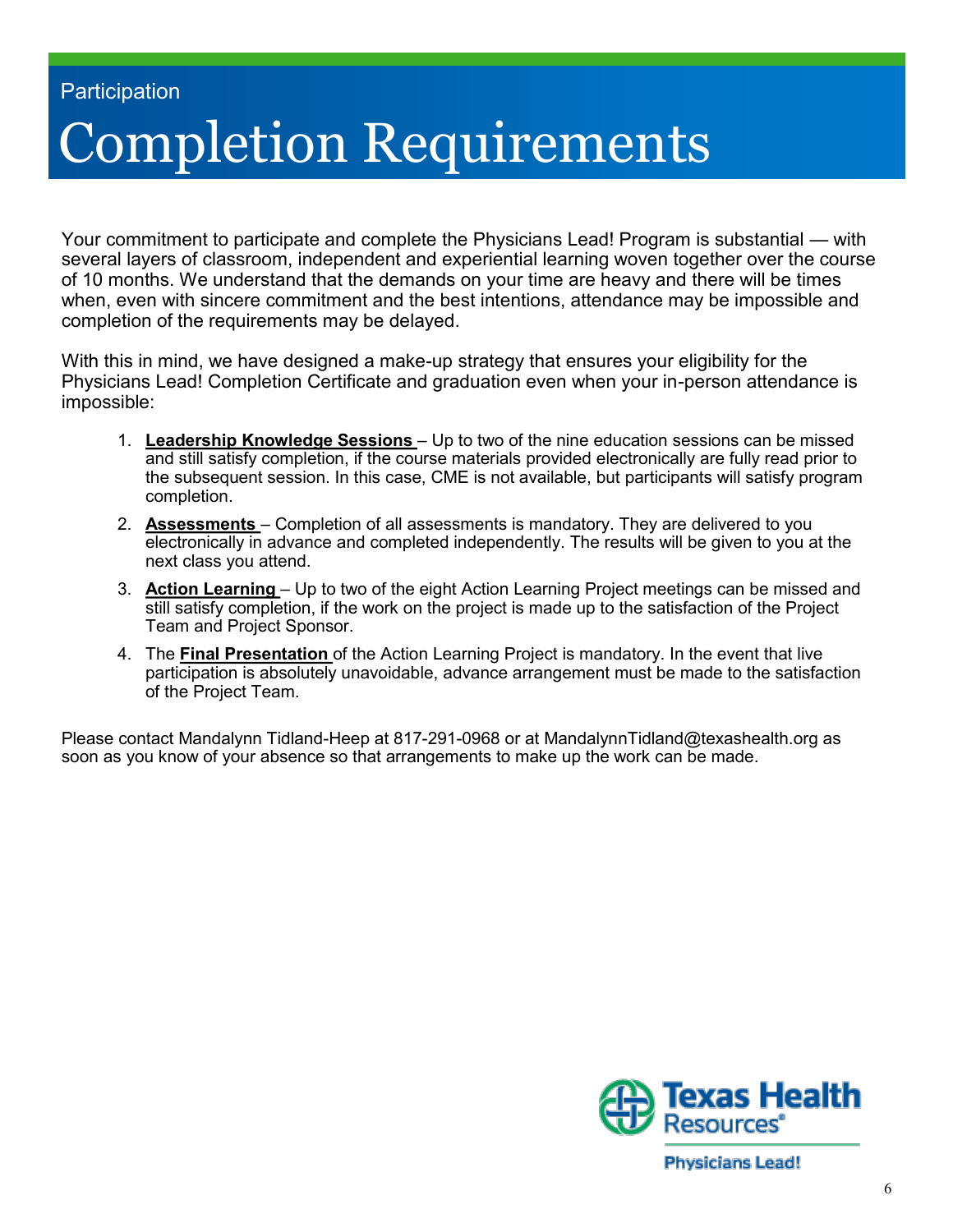Participation

# Completion Requirements

Your commitment to participate and complete the Physicians Lead! Program is substantial — with several layers of classroom, independent and experiential learning woven together over the course of 10 months. We understand that the demands on your time are heavy and there will be times when, even with sincere commitment and the best intentions, attendance may be impossible and completion of the requirements may be delayed.

With this in mind, we have designed a make-up strategy that ensures your eligibility for the Physicians Lead! Completion Certificate and graduation even when your in-person attendance is impossible:

1. **Leadership Knowledge Sessions** – Up to two of the nine education sessions can be missed and still satisfy completion, if the course materials provided electronically are fully read prior to the subsequent session. In this case, CME is not available, but participants will satisfy program completion.
2. **Assessments** – Completion of all assessments is mandatory. They are delivered to you electronically in advance and completed independently. The results will be given to you at the next class you attend.
3. **Action Learning** – Up to two of the eight Action Learning Project meetings can be missed and still satisfy completion, if the work on the project is made up to the satisfaction of the Project Team and Project Sponsor.
4. The **Final Presentation** of the Action Learning Project is mandatory. In the event that live participation is absolutely unavoidable, advance arrangement must be made to the satisfaction of the Project Team.

Please contact Mandalynn Tidland-Heep at 817-291-0968 or at MandalynnTidland@texashealth.org as soon as you know of your absence so that arrangements to make up the work can be made.

Texas Health Resources®

Physicians Lead!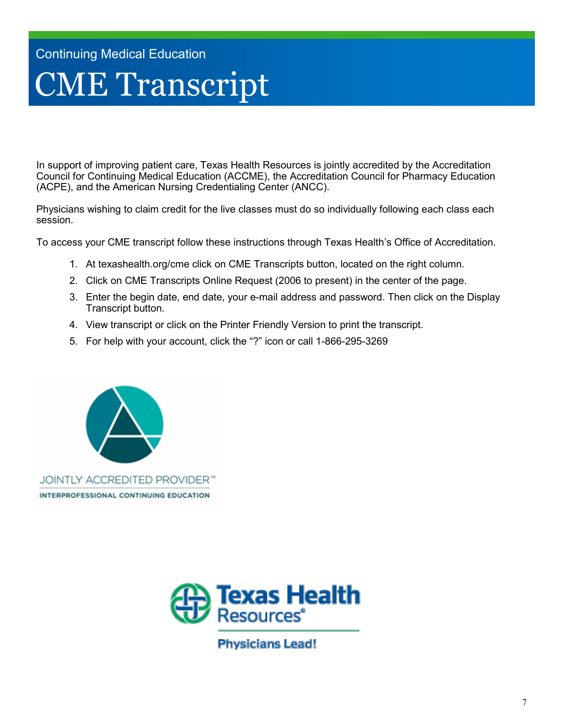Continuing Medical Education

# CME Transcript

In support of improving patient care, Texas Health Resources is jointly accredited by the Accreditation Council for Continuing Medical Education (ACCME), the Accreditation Council for Pharmacy Education (ACPE), and the American Nursing Credentialing Center (ANCC).

Physicians wishing to claim credit for the live classes must do so individually following each class each session.

To access your CME transcript follow these instructions through Texas Health's Office of Accreditation.

1. At texashealth.org/cme click on CME Transcripts button, located on the right column.
2. Click on CME Transcripts Online Request (2006 to present) in the center of the page.
3. Enter the begin date, end date, your e-mail address and password. Then click on the Display Transcript button.
4. View transcript or click on the Printer Friendly Version to print the transcript.
5. For help with your account, click the "?" icon or call 1-866-295-3269

JOINTLY ACCREDITED PROVIDER™
INTERPROFESSIONAL CONTINUING EDUCATION

Texas Health Resources®
Physicians Lead!